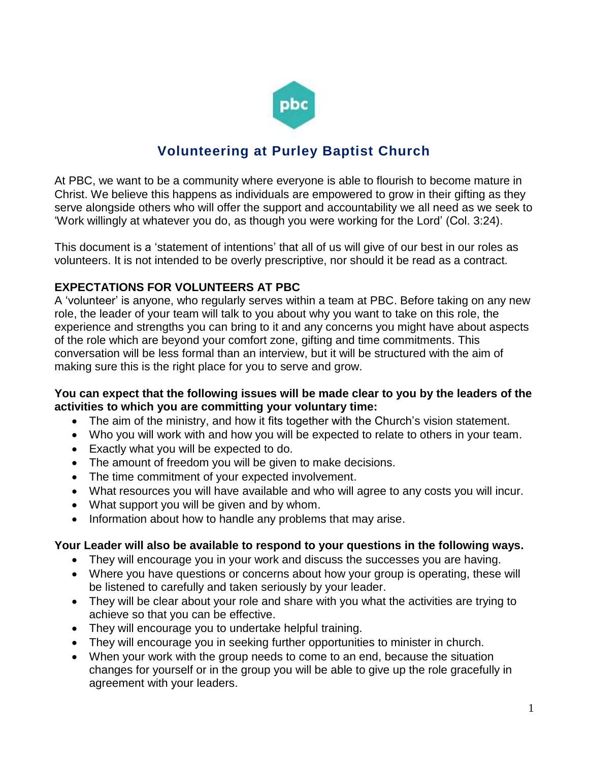# Volunteering at Purley Baptist Church

At PBC, we want to be a community where everyone is able to flourish to become mature in Christ. We believe this happens as individuals are empowered to grow in their gifting as they serve alongside others who will offer the support and accountability we all need as we seek to 'Work willingly at whatever you do, as though you were working for the Lord' (Col. 3:24).

This document is a 'statement of intentions' that all of us will give of our best in our roles as volunteers. It is not intended to be overly prescriptive, nor should it be read as a contract.

## EXPECTATIONS FOR VOLUNTEERS AT PBC

A 'volunteer' is anyone, who regularly serves within a team at PBC. Before taking on any new role, the leader of your team will talk to you about why you want to take on this role, the experience and strengths you can bring to it and any concerns you might have about aspects of the role which are beyond your comfort zone, gifting and time commitments. This conversation will be less formal than an interview, but it will be structured with the aim of making sure this is the right place for you to serve and grow.

**You can expect that the following issues will be made clear to you by the leaders of the activities to which you are committing your voluntary time:**

- The aim of the ministry, and how it fits together with the Church's vision statement.
- Who you will work with and how you will be expected to relate to others in your team.
- Exactly what you will be expected to do.
- The amount of freedom you will be given to make decisions.
- The time commitment of your expected involvement.
- What resources you will have available and who will agree to any costs you will incur.
- What support you will be given and by whom.
- Information about how to handle any problems that may arise.

**Your Leader will also be available to respond to your questions in the following ways.**

- They will encourage you in your work and discuss the successes you are having.
- Where you have questions or concerns about how your group is operating, these will be listened to carefully and taken seriously by your leader.
- They will be clear about your role and share with you what the activities are trying to achieve so that you can be effective.
- They will encourage you to undertake helpful training.
- They will encourage you in seeking further opportunities to minister in church.
- When your work with the group needs to come to an end, because the situation changes for yourself or in the group you will be able to give up the role gracefully in agreement with your leaders.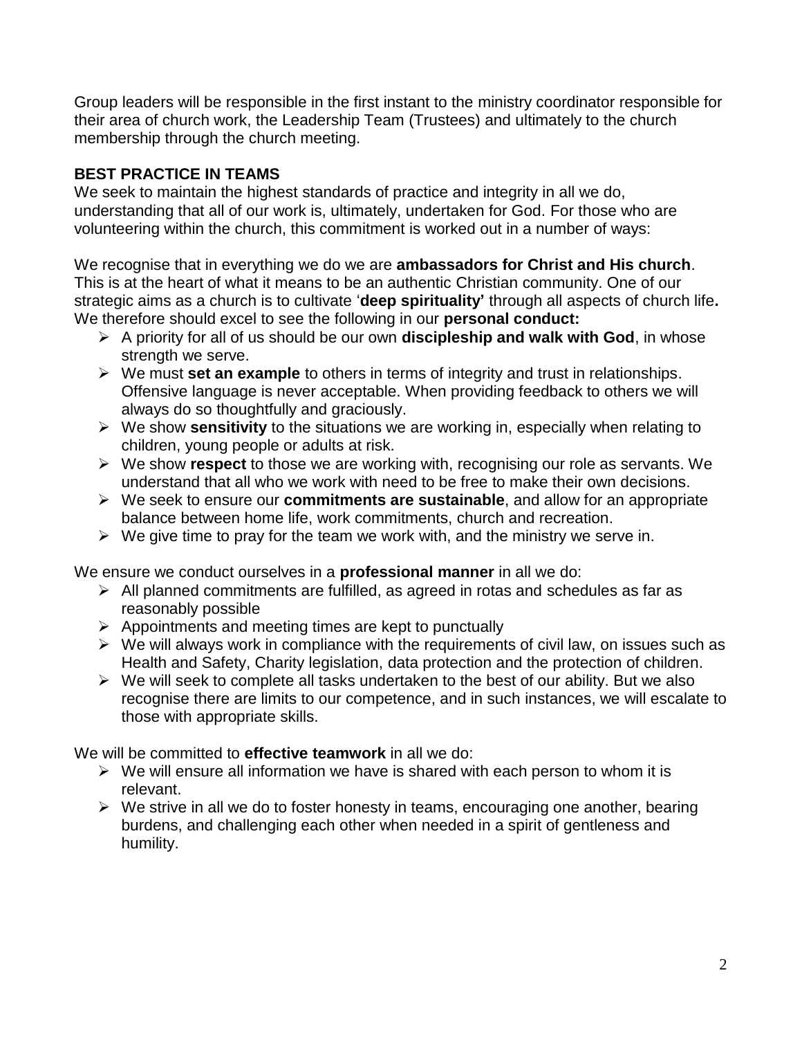Group leaders will be responsible in the first instant to the ministry coordinator responsible for their area of church work, the Leadership Team (Trustees) and ultimately to the church membership through the church meeting.

## BEST PRACTICE IN TEAMS

We seek to maintain the highest standards of practice and integrity in all we do, understanding that all of our work is, ultimately, undertaken for God. For those who are volunteering within the church, this commitment is worked out in a number of ways:

We recognise that in everything we do we are **ambassadors for Christ and His church**. This is at the heart of what it means to be an authentic Christian community. One of our strategic aims as a church is to cultivate '**deep spirituality'** through all aspects of church life**.** We therefore should excel to see the following in our **personal conduct:**

- A priority for all of us should be our own **discipleship and walk with God**, in whose strength we serve.
- We must **set an example** to others in terms of integrity and trust in relationships. Offensive language is never acceptable. When providing feedback to others we will always do so thoughtfully and graciously.
- We show **sensitivity** to the situations we are working in, especially when relating to children, young people or adults at risk.
- We show **respect** to those we are working with, recognising our role as servants. We understand that all who we work with need to be free to make their own decisions.
- We seek to ensure our **commitments are sustainable**, and allow for an appropriate balance between home life, work commitments, church and recreation.
- We give time to pray for the team we work with, and the ministry we serve in.

We ensure we conduct ourselves in a **professional manner** in all we do:

- All planned commitments are fulfilled, as agreed in rotas and schedules as far as reasonably possible
- Appointments and meeting times are kept to punctually
- We will always work in compliance with the requirements of civil law, on issues such as Health and Safety, Charity legislation, data protection and the protection of children.
- We will seek to complete all tasks undertaken to the best of our ability. But we also recognise there are limits to our competence, and in such instances, we will escalate to those with appropriate skills.

We will be committed to **effective teamwork** in all we do:

- We will ensure all information we have is shared with each person to whom it is relevant.
- We strive in all we do to foster honesty in teams, encouraging one another, bearing burdens, and challenging each other when needed in a spirit of gentleness and humility.